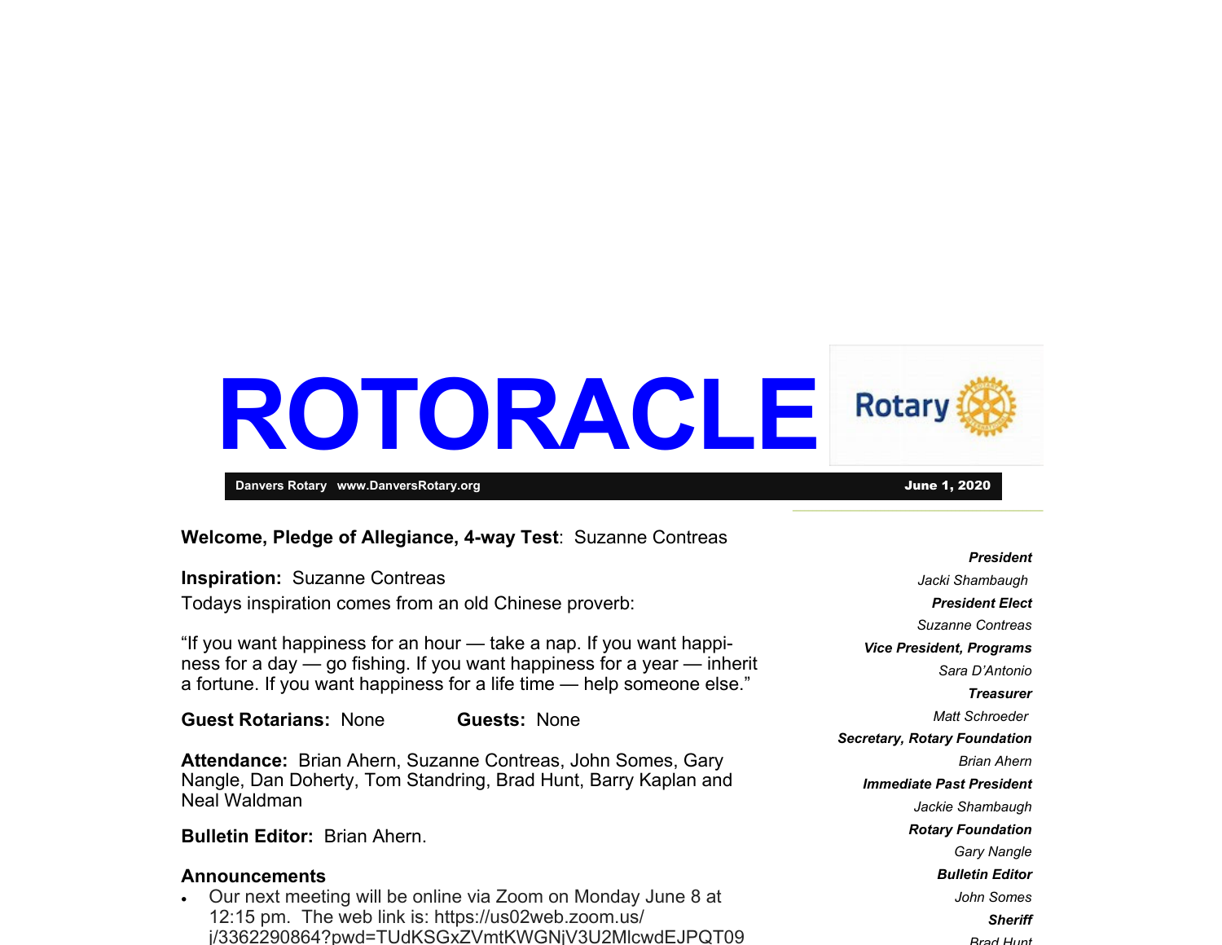# ROTORACLE

**Danvers Rotary www.DanversRotary.org** **June 1, 2020**

**Welcome, Pledge of Allegiance, 4-way Test**: Suzanne Contreas

**Inspiration:** Suzanne Contreas

Todays inspiration comes from an old Chinese proverb:

"If you want happiness for an hour — take a nap. If you want happiness for a day — go fishing. If you want happiness for a year — inherit a fortune. If you want happiness for a life time — help someone else."

**Guest Rotarians:** None **Guests:** None

**Attendance:** Brian Ahern, Suzanne Contreas, John Somes, Gary Nangle, Dan Doherty, Tom Standring, Brad Hunt, Barry Kaplan and Neal Waldman

**Bulletin Editor:** Brian Ahern.

### Announcements

- Our next meeting will be online via Zoom on Monday June 8 at 12:15 pm. The web link is: https://us02web.zoom.us/j/3362290864?pwd=TUdKSGxZVmtKWGNjV3U2MlcwdEJPQT09

***President***
*Jacki Shambaugh*

***President Elect***
*Suzanne Contreas*

***Vice President, Programs***
*Sara D'Antonio*

***Treasurer***
*Matt Schroeder*

***Secretary, Rotary Foundation***
*Brian Ahern*

***Immediate Past President***
*Jackie Shambaugh*

***Rotary Foundation***
*Gary Nangle*

***Bulletin Editor***
*John Somes*

***Sheriff***
*Brad Hunt*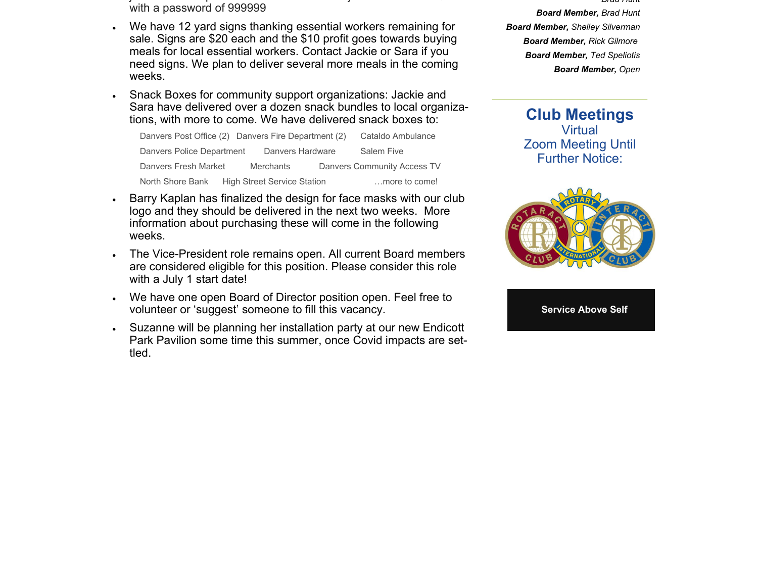with a password of 999999

- We have 12 yard signs thanking essential workers remaining for sale. Signs are $20 each and the $10 profit goes towards buying meals for local essential workers. Contact Jackie or Sara if you need signs. We plan to deliver several more meals in the coming weeks.
- Snack Boxes for community support organizations: Jackie and Sara have delivered over a dozen snack bundles to local organizations, with more to come. We have delivered snack boxes to:

  Danvers Post Office (2) Danvers Fire Department (2) Cataldo Ambulance
  Danvers Police Department Danvers Hardware Salem Five
  Danvers Fresh Market Merchants Danvers Community Access TV
  North Shore Bank High Street Service Station …more to come!

- Barry Kaplan has finalized the design for face masks with our club logo and they should be delivered in the next two weeks. More information about purchasing these will come in the following weeks.
- The Vice-President role remains open. All current Board members are considered eligible for this position. Please consider this role with a July 1 start date!
- We have one open Board of Director position open. Feel free to volunteer or 'suggest' someone to fill this vacancy.
- Suzanne will be planning her installation party at our new Endicott Park Pavilion some time this summer, once Covid impacts are settled.

*Brad Hunt*

***Board Member,*** *Brad Hunt*
***Board Member,*** *Shelley Silverman*
***Board Member,*** *Rick Gilmore*
***Board Member,*** *Ted Speliotis*
***Board Member,*** *Open*

## Club Meetings

Virtual
Zoom Meeting Until Further Notice:

**Service Above Self**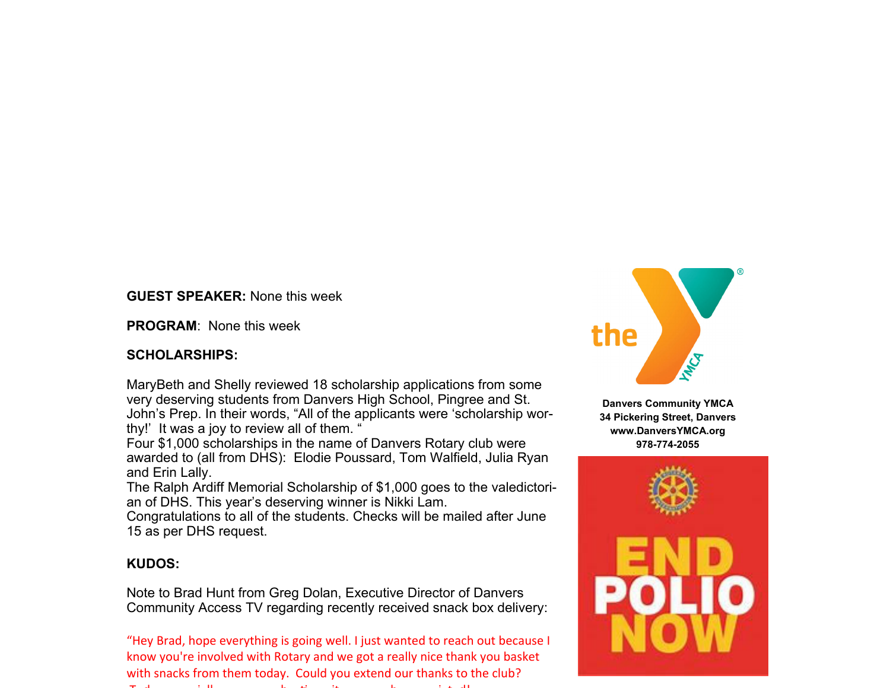**GUEST SPEAKER:** None this week

**PROGRAM**: None this week

**SCHOLARSHIPS:**

MaryBeth and Shelly reviewed 18 scholarship applications from some very deserving students from Danvers High School, Pingree and St. John's Prep. In their words, "All of the applicants were 'scholarship worthy!' It was a joy to review all of them. "

Four $1,000 scholarships in the name of Danvers Rotary club were awarded to (all from DHS): Elodie Poussard, Tom Walfield, Julia Ryan and Erin Lally.

The Ralph Ardiff Memorial Scholarship of $1,000 goes to the valedictorian of DHS. This year's deserving winner is Nikki Lam.

Congratulations to all of the students. Checks will be mailed after June 15 as per DHS request.

**KUDOS:**

Note to Brad Hunt from Greg Dolan, Executive Director of Danvers Community Access TV regarding recently received snack box delivery:

"Hey Brad, hope everything is going well. I just wanted to reach out because I know you're involved with Rotary and we got a really nice thank you basket with snacks from them today. Could you extend our thanks to the club?

**Danvers Community YMCA**
**34 Pickering Street, Danvers**
**www.DanversYMCA.org**
**978-774-2055**

END POLIO NOW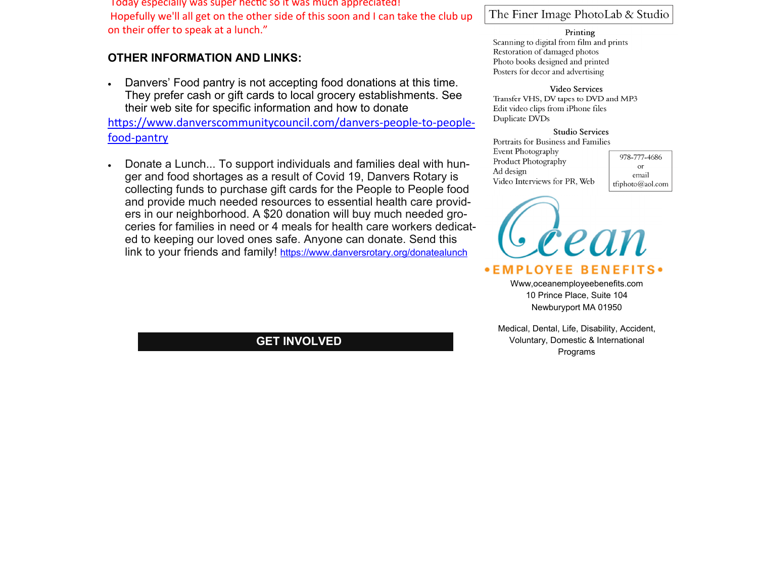Today especially was super hectic so it was much appreciated! Hopefully we'll all get on the other side of this soon and I can take the club up on their offer to speak at a lunch."

## OTHER INFORMATION AND LINKS:

- Danvers' Food pantry is not accepting food donations at this time. They prefer cash or gift cards to local grocery establishments. See their web site for specific information and how to donate https://www.danverscommunitycouncil.com/danvers-people-to-people-food-pantry

- Donate a Lunch... To support individuals and families deal with hunger and food shortages as a result of Covid 19, Danvers Rotary is collecting funds to purchase gift cards for the People to People food and provide much needed resources to essential health care providers in our neighborhood. A $20 donation will buy much needed groceries for families in need or 4 meals for health care workers dedicated to keeping our loved ones safe. Anyone can donate. Send this link to your friends and family! https://www.danversrotary.org/donatealunch

## GET INVOLVED

The Finer Image PhotoLab & Studio

**Printing**
Scanning to digital from film and prints
Restoration of damaged photos
Photo books designed and printed
Posters for decor and advertising

**Video Services**
Transfer VHS, DV tapes to DVD and MP3
Edit video clips from iPhone files
Duplicate DVDs

**Studio Services**
Portraits for Business and Families
Event Photography
Product Photography
Ad design
Video Interviews for PR, Web

978-777-4686
or
email
tfiphoto@aol.com

Ocean
•EMPLOYEE BENEFITS•

Www,oceanemployeebenefits.com
10 Prince Place, Suite 104
Newburyport MA 01950

Medical, Dental, Life, Disability, Accident, Voluntary, Domestic & International Programs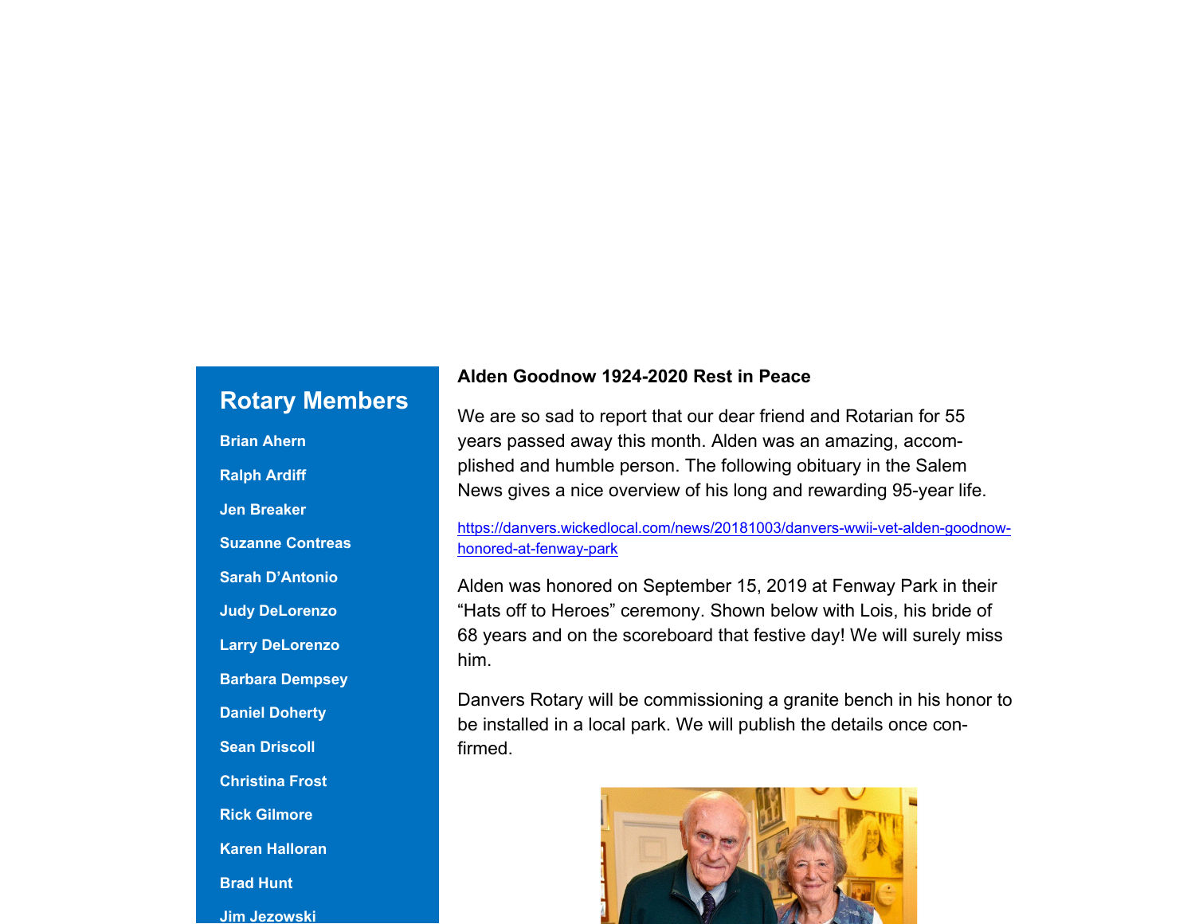## Rotary Members

**Brian Ahern**

**Ralph Ardiff**

**Jen Breaker**

**Suzanne Contreas**

**Sarah D'Antonio**

**Judy DeLorenzo**

**Larry DeLorenzo**

**Barbara Dempsey**

**Daniel Doherty**

**Sean Driscoll**

**Christina Frost**

**Rick Gilmore**

**Karen Halloran**

**Brad Hunt**

**Jim Jezowski**

**Alden Goodnow 1924-2020 Rest in Peace**

We are so sad to report that our dear friend and Rotarian for 55 years passed away this month. Alden was an amazing, accomplished and humble person. The following obituary in the Salem News gives a nice overview of his long and rewarding 95-year life.

https://danvers.wickedlocal.com/news/20181003/danvers-wwii-vet-alden-goodnow-honored-at-fenway-park

Alden was honored on September 15, 2019 at Fenway Park in their "Hats off to Heroes" ceremony. Shown below with Lois, his bride of 68 years and on the scoreboard that festive day! We will surely miss him.

Danvers Rotary will be commissioning a granite bench in his honor to be installed in a local park. We will publish the details once confirmed.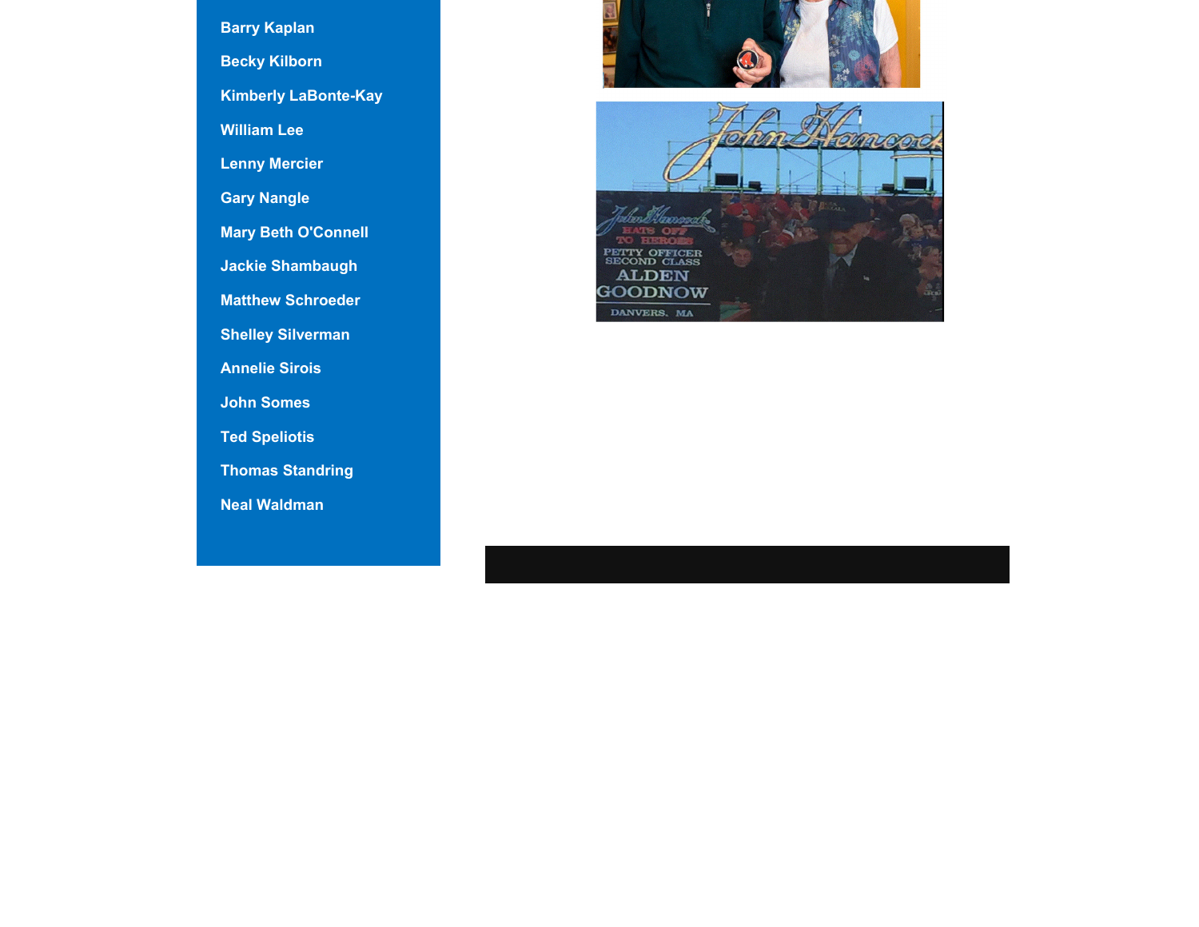- Barry Kaplan
- Becky Kilborn
- Kimberly LaBonte-Kay
- William Lee
- Lenny Mercier
- Gary Nangle
- Mary Beth O'Connell
- Jackie Shambaugh
- Matthew Schroeder
- Shelley Silverman
- Annelie Sirois
- John Somes
- Ted Speliotis
- Thomas Standring
- Neal Waldman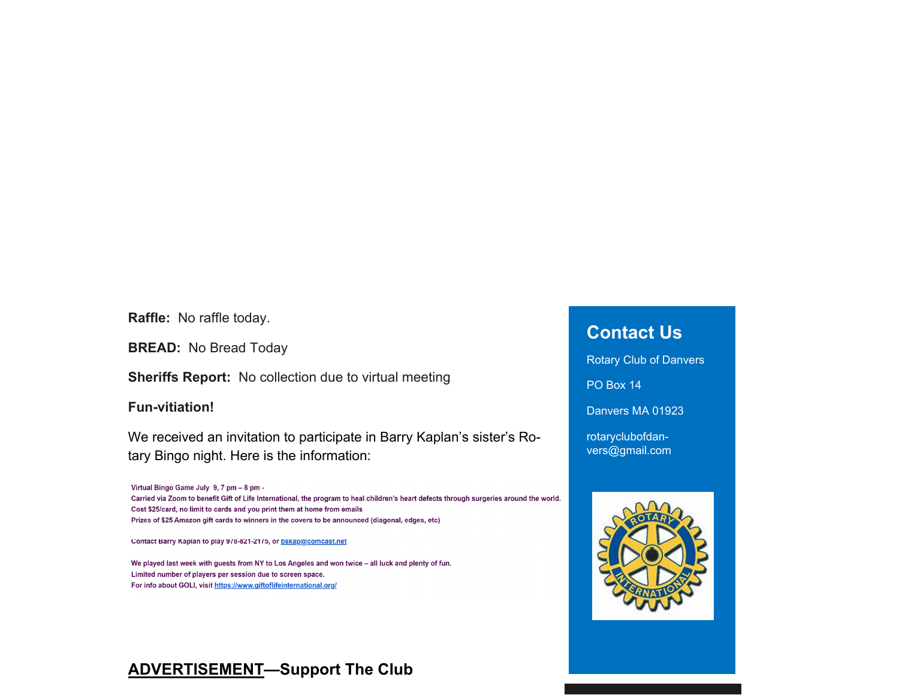**Raffle:** No raffle today.

**BREAD:** No Bread Today

**Sheriffs Report:** No collection due to virtual meeting

**Fun-vitiation!**

We received an invitation to participate in Barry Kaplan's sister's Rotary Bingo night. Here is the information:

Virtual Bingo Game July 9, 7 pm – 8 pm -
Carried via Zoom to benefit Gift of Life International, the program to heal children's heart defects through surgeries around the world.
Cost $25/card, no limit to cards and you print them at home from emails
Prizes of $25 Amazon gift cards to winners in the covers to be announced (diagonal, edges, etc)

Contact Barry Kaplan to play 978-821-2175, or bskap@comcast.net

We played last week with guests from NY to Los Angeles and won twice – all luck and plenty of fun.
Limited number of players per session due to screen space.
For info about GOLI, visit https://www.giftoflifeinternational.org/

## ADVERTISEMENT—Support The Club

## Contact Us

Rotary Club of Danvers

PO Box 14

Danvers MA 01923

rotaryclubofdanvers@gmail.com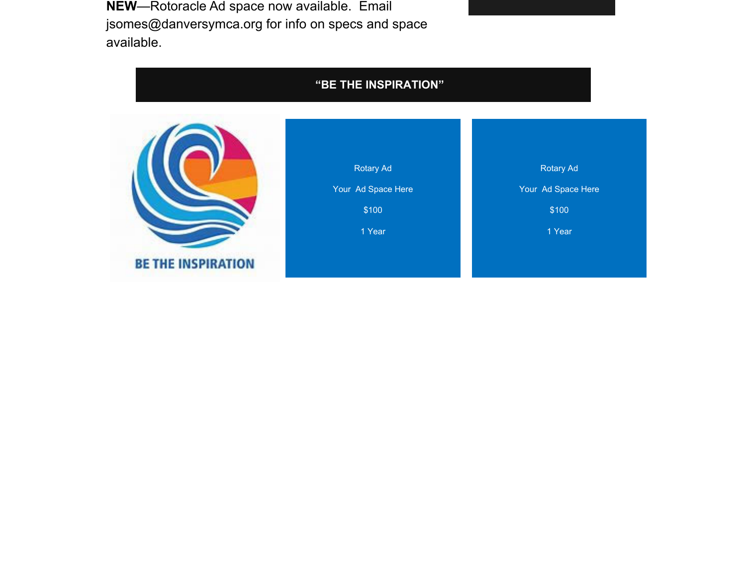**NEW**—Rotoracle Ad space now available.  Email jsomes@danversymca.org for info on specs and space available.

## "BE THE INSPIRATION"

BE THE INSPIRATION

Rotary Ad

Your  Ad Space Here

$100

1 Year

Rotary Ad

Your  Ad Space Here

$100

1 Year